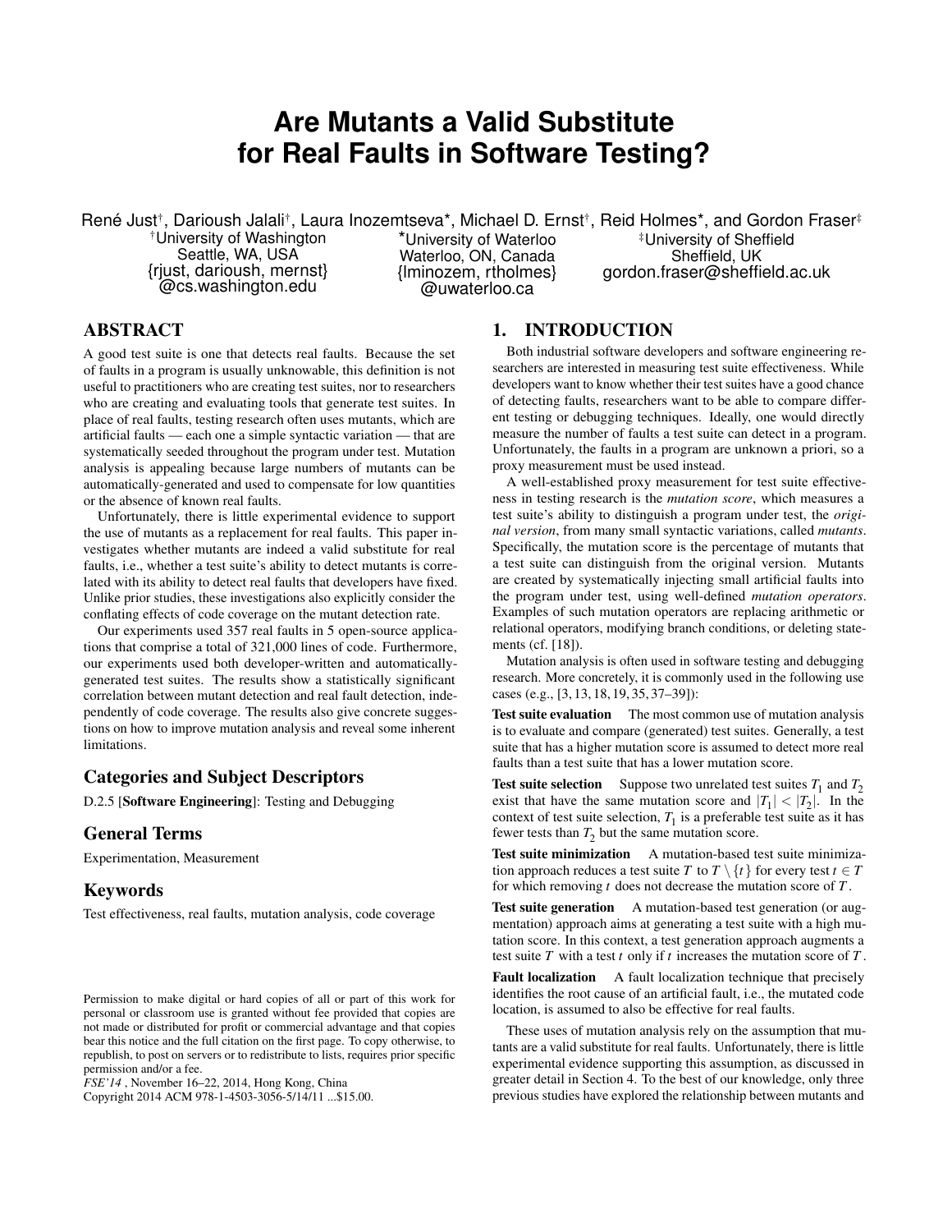# Are Mutants a Valid Substitute for Real Faults in Software Testing?

René Just[†], Darioush Jalali[†], Laura Inozemtseva[*], Michael D. Ernst[†], Reid Holmes[*], and Gordon Fraser[‡]

[†]University of Washington
Seattle, WA, USA
{rjust, darioush, mernst}
@cs.washington.edu

[*]University of Waterloo
Waterloo, ON, Canada
{lminozem, rtholmes}
@uwaterloo.ca

[‡]University of Sheffield
Sheffield, UK
gordon.fraser@sheffield.ac.uk

## ABSTRACT

A good test suite is one that detects real faults. Because the set of faults in a program is usually unknowable, this definition is not useful to practitioners who are creating test suites, nor to researchers who are creating and evaluating tools that generate test suites. In place of real faults, testing research often uses mutants, which are artificial faults — each one a simple syntactic variation — that are systematically seeded throughout the program under test. Mutation analysis is appealing because large numbers of mutants can be automatically-generated and used to compensate for low quantities or the absence of known real faults.

Unfortunately, there is little experimental evidence to support the use of mutants as a replacement for real faults. This paper investigates whether mutants are indeed a valid substitute for real faults, i.e., whether a test suite's ability to detect mutants is correlated with its ability to detect real faults that developers have fixed. Unlike prior studies, these investigations also explicitly consider the conflating effects of code coverage on the mutant detection rate.

Our experiments used 357 real faults in 5 open-source applications that comprise a total of 321,000 lines of code. Furthermore, our experiments used both developer-written and automatically-generated test suites. The results show a statistically significant correlation between mutant detection and real fault detection, independently of code coverage. The results also give concrete suggestions on how to improve mutation analysis and reveal some inherent limitations.

### Categories and Subject Descriptors

D.2.5 [**Software Engineering**]: Testing and Debugging

### General Terms

Experimentation, Measurement

### Keywords

Test effectiveness, real faults, mutation analysis, code coverage

Permission to make digital or hard copies of all or part of this work for personal or classroom use is granted without fee provided that copies are not made or distributed for profit or commercial advantage and that copies bear this notice and the full citation on the first page. To copy otherwise, to republish, to post on servers or to redistribute to lists, requires prior specific permission and/or a fee.
*FSE'14*, November 16–22, 2014, Hong Kong, China
Copyright 2014 ACM 978-1-4503-3056-5/14/11 ...$15.00.

## 1. INTRODUCTION

Both industrial software developers and software engineering researchers are interested in measuring test suite effectiveness. While developers want to know whether their test suites have a good chance of detecting faults, researchers want to be able to compare different testing or debugging techniques. Ideally, one would directly measure the number of faults a test suite can detect in a program. Unfortunately, the faults in a program are unknown a priori, so a proxy measurement must be used instead.

A well-established proxy measurement for test suite effectiveness in testing research is the *mutation score*, which measures a test suite's ability to distinguish a program under test, the *original version*, from many small syntactic variations, called *mutants*. Specifically, the mutation score is the percentage of mutants that a test suite can distinguish from the original version. Mutants are created by systematically injecting small artificial faults into the program under test, using well-defined *mutation operators*. Examples of such mutation operators are replacing arithmetic or relational operators, modifying branch conditions, or deleting statements (cf. [18]).

Mutation analysis is often used in software testing and debugging research. More concretely, it is commonly used in the following use cases (e.g., [3, 13, 18, 19, 35, 37–39]):

**Test suite evaluation** The most common use of mutation analysis is to evaluate and compare (generated) test suites. Generally, a test suite that has a higher mutation score is assumed to detect more real faults than a test suite that has a lower mutation score.

**Test suite selection** Suppose two unrelated test suites $T_1$ and $T_2$ exist that have the same mutation score and $|T_1| < |T_2|$. In the context of test suite selection, $T_1$ is a preferable test suite as it has fewer tests than $T_2$ but the same mutation score.

**Test suite minimization** A mutation-based test suite minimization approach reduces a test suite $T$ to $T \setminus \{t\}$ for every test $t \in T$ for which removing $t$ does not decrease the mutation score of $T$.

**Test suite generation** A mutation-based test generation (or augmentation) approach aims at generating a test suite with a high mutation score. In this context, a test generation approach augments a test suite $T$ with a test $t$ only if $t$ increases the mutation score of $T$.

**Fault localization** A fault localization technique that precisely identifies the root cause of an artificial fault, i.e., the mutated code location, is assumed to also be effective for real faults.

These uses of mutation analysis rely on the assumption that mutants are a valid substitute for real faults. Unfortunately, there is little experimental evidence supporting this assumption, as discussed in greater detail in Section 4. To the best of our knowledge, only three previous studies have explored the relationship between mutants and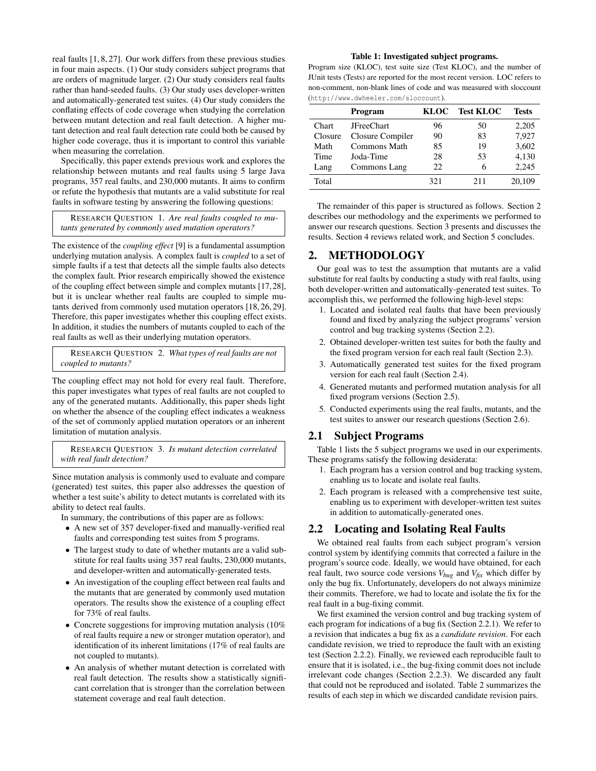real faults [1, 8, 27]. Our work differs from these previous studies in four main aspects. (1) Our study considers subject programs that are orders of magnitude larger. (2) Our study considers real faults rather than hand-seeded faults. (3) Our study uses developer-written and automatically-generated test suites. (4) Our study considers the conflating effects of code coverage when studying the correlation between mutant detection and real fault detection. A higher mutant detection and real fault detection rate could both be caused by higher code coverage, thus it is important to control this variable when measuring the correlation.

Specifically, this paper extends previous work and explores the relationship between mutants and real faults using 5 large Java programs, 357 real faults, and 230,000 mutants. It aims to confirm or refute the hypothesis that mutants are a valid substitute for real faults in software testing by answering the following questions:

> RESEARCH QUESTION 1. *Are real faults coupled to mutants generated by commonly used mutation operators?*

The existence of the *coupling effect* [9] is a fundamental assumption underlying mutation analysis. A complex fault is *coupled* to a set of simple faults if a test that detects all the simple faults also detects the complex fault. Prior research empirically showed the existence of the coupling effect between simple and complex mutants [17, 28], but it is unclear whether real faults are coupled to simple mutants derived from commonly used mutation operators [18, 26, 29]. Therefore, this paper investigates whether this coupling effect exists. In addition, it studies the numbers of mutants coupled to each of the real faults as well as their underlying mutation operators.

> RESEARCH QUESTION 2. *What types of real faults are not coupled to mutants?*

The coupling effect may not hold for every real fault. Therefore, this paper investigates what types of real faults are not coupled to any of the generated mutants. Additionally, this paper sheds light on whether the absence of the coupling effect indicates a weakness of the set of commonly applied mutation operators or an inherent limitation of mutation analysis.

> RESEARCH QUESTION 3. *Is mutant detection correlated with real fault detection?*

Since mutation analysis is commonly used to evaluate and compare (generated) test suites, this paper also addresses the question of whether a test suite's ability to detect mutants is correlated with its ability to detect real faults.

In summary, the contributions of this paper are as follows:

- A new set of 357 developer-fixed and manually-verified real faults and corresponding test suites from 5 programs.
- The largest study to date of whether mutants are a valid substitute for real faults using 357 real faults, 230,000 mutants, and developer-written and automatically-generated tests.
- An investigation of the coupling effect between real faults and the mutants that are generated by commonly used mutation operators. The results show the existence of a coupling effect for 73% of real faults.
- Concrete suggestions for improving mutation analysis (10% of real faults require a new or stronger mutation operator), and identification of its inherent limitations (17% of real faults are not coupled to mutants).
- An analysis of whether mutant detection is correlated with real fault detection. The results show a statistically significant correlation that is stronger than the correlation between statement coverage and real fault detection.

**Table 1: Investigated subject programs.**

Program size (KLOC), test suite size (Test KLOC), and the number of JUnit tests (Tests) are reported for the most recent version. LOC refers to non-comment, non-blank lines of code and was measured with sloccount (http://www.dwheeler.com/sloccount).

| | Program | KLOC | Test KLOC | Tests |
|---|---|---|---|---|
| Chart | JFreeChart | 96 | 50 | 2,205 |
| Closure | Closure Compiler | 90 | 83 | 7,927 |
| Math | Commons Math | 85 | 19 | 3,602 |
| Time | Joda-Time | 28 | 53 | 4,130 |
| Lang | Commons Lang | 22 | 6 | 2,245 |
| Total | | 321 | 211 | 20,109 |

The remainder of this paper is structured as follows. Section 2 describes our methodology and the experiments we performed to answer our research questions. Section 3 presents and discusses the results. Section 4 reviews related work, and Section 5 concludes.

# 2. METHODOLOGY

Our goal was to test the assumption that mutants are a valid substitute for real faults by conducting a study with real faults, using both developer-written and automatically-generated test suites. To accomplish this, we performed the following high-level steps:

1. Located and isolated real faults that have been previously found and fixed by analyzing the subject programs' version control and bug tracking systems (Section 2.2).
2. Obtained developer-written test suites for both the faulty and the fixed program version for each real fault (Section 2.3).
3. Automatically generated test suites for the fixed program version for each real fault (Section 2.4).
4. Generated mutants and performed mutation analysis for all fixed program versions (Section 2.5).
5. Conducted experiments using the real faults, mutants, and the test suites to answer our research questions (Section 2.6).

## 2.1 Subject Programs

Table 1 lists the 5 subject programs we used in our experiments. These programs satisfy the following desiderata:

1. Each program has a version control and bug tracking system, enabling us to locate and isolate real faults.
2. Each program is released with a comprehensive test suite, enabling us to experiment with developer-written test suites in addition to automatically-generated ones.

## 2.2 Locating and Isolating Real Faults

We obtained real faults from each subject program's version control system by identifying commits that corrected a failure in the program's source code. Ideally, we would have obtained, for each real fault, two source code versions $V_{bug}$ and $V_{fix}$ which differ by only the bug fix. Unfortunately, developers do not always minimize their commits. Therefore, we had to locate and isolate the fix for the real fault in a bug-fixing commit.

We first examined the version control and bug tracking system of each program for indications of a bug fix (Section 2.2.1). We refer to a revision that indicates a bug fix as a *candidate revision*. For each candidate revision, we tried to reproduce the fault with an existing test (Section 2.2.2). Finally, we reviewed each reproducible fault to ensure that it is isolated, i.e., the bug-fixing commit does not include irrelevant code changes (Section 2.2.3). We discarded any fault that could not be reproduced and isolated. Table 2 summarizes the results of each step in which we discarded candidate revision pairs.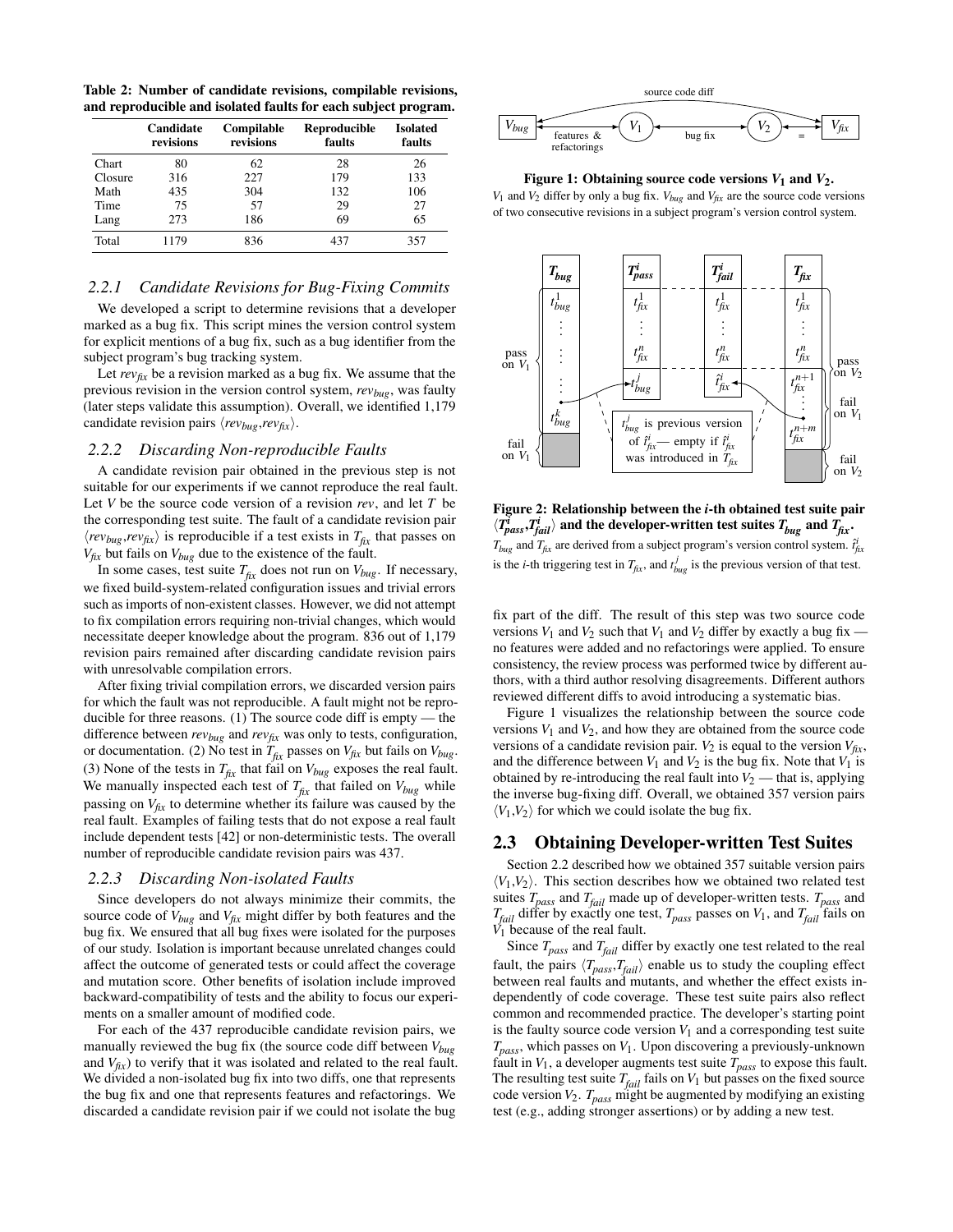**Table 2: Number of candidate revisions, compilable revisions, and reproducible and isolated faults for each subject program.**

| | Candidate revisions | Compilable revisions | Reproducible faults | Isolated faults |
|---|---|---|---|---|
| Chart | 80 | 62 | 28 | 26 |
| Closure | 316 | 227 | 179 | 133 |
| Math | 435 | 304 | 132 | 106 |
| Time | 75 | 57 | 29 | 27 |
| Lang | 273 | 186 | 69 | 65 |
| Total | 1179 | 836 | 437 | 357 |

### 2.2.1 Candidate Revisions for Bug-Fixing Commits

We developed a script to determine revisions that a developer marked as a bug fix. This script mines the version control system for explicit mentions of a bug fix, such as a bug identifier from the subject program's bug tracking system.

Let $rev_{fix}$ be a revision marked as a bug fix. We assume that the previous revision in the version control system, $rev_{bug}$, was faulty (later steps validate this assumption). Overall, we identified 1,179 candidate revision pairs $\langle rev_{bug}, rev_{fix} \rangle$.

### 2.2.2 Discarding Non-reproducible Faults

A candidate revision pair obtained in the previous step is not suitable for our experiments if we cannot reproduce the real fault. Let $V$ be the source code version of a revision $rev$, and let $T$ be the corresponding test suite. The fault of a candidate revision pair $\langle rev_{bug}, rev_{fix} \rangle$ is reproducible if a test exists in $T_{fix}$ that passes on $V_{fix}$ but fails on $V_{bug}$ due to the existence of the fault.

In some cases, test suite $T_{fix}$ does not run on $V_{bug}$. If necessary, we fixed build-system-related configuration issues and trivial errors such as imports of non-existent classes. However, we did not attempt to fix compilation errors requiring non-trivial changes, which would necessitate deeper knowledge about the program. 836 out of 1,179 revision pairs remained after discarding candidate revision pairs with unresolvable compilation errors.

After fixing trivial compilation errors, we discarded version pairs for which the fault was not reproducible. A fault might not be reproducible for three reasons. (1) The source code diff is empty — the difference between $rev_{bug}$ and $rev_{fix}$ was only to tests, configuration, or documentation. (2) No test in $T_{fix}$ passes on $V_{fix}$ but fails on $V_{bug}$. (3) None of the tests in $T_{fix}$ that fail on $V_{bug}$ exposes the real fault. We manually inspected each test of $T_{fix}$ that failed on $V_{bug}$ while passing on $V_{fix}$ to determine whether its failure was caused by the real fault. Examples of failing tests that do not expose a real fault include dependent tests [42] or non-deterministic tests. The overall number of reproducible candidate revision pairs was 437.

### 2.2.3 Discarding Non-isolated Faults

Since developers do not always minimize their commits, the source code of $V_{bug}$ and $V_{fix}$ might differ by both features and the bug fix. We ensured that all bug fixes were isolated for the purposes of our study. Isolation is important because unrelated changes could affect the outcome of generated tests or could affect the coverage and mutation score. Other benefits of isolation include improved backward-compatibility of tests and the ability to focus our experiments on a smaller amount of modified code.

For each of the 437 reproducible candidate revision pairs, we manually reviewed the bug fix (the source code diff between $V_{bug}$ and $V_{fix}$) to verify that it was isolated and related to the real fault. We divided a non-isolated bug fix into two diffs, one that represents the bug fix and one that represents features and refactorings. We discarded a candidate revision pair if we could not isolate the bug fix part of the diff. The result of this step was two source code versions $V_1$ and $V_2$ such that $V_1$ and $V_2$ differ by exactly a bug fix — no features were added and no refactorings were applied. To ensure consistency, the review process was performed twice by different authors, with a third author resolving disagreements. Different authors reviewed different diffs to avoid introducing a systematic bias.

**Figure 1: Obtaining source code versions $V_1$ and $V_2$.**
$V_1$ and $V_2$ differ by only a bug fix. $V_{bug}$ and $V_{fix}$ are the source code versions of two consecutive revisions in a subject program's version control system.

**Figure 2: Relationship between the $i$-th obtained test suite pair $\langle T^i_{pass}, T^i_{fail} \rangle$ and the developer-written test suites $T_{bug}$ and $T_{fix}$.**
$T_{bug}$ and $T_{fix}$ are derived from a subject program's version control system. $\hat{t}^i_{fix}$ is the $i$-th triggering test in $T_{fix}$, and $t^j_{bug}$ is the previous version of that test.

Figure 1 visualizes the relationship between the source code versions $V_1$ and $V_2$, and how they are obtained from the source code versions of a candidate revision pair. $V_2$ is equal to the version $V_{fix}$, and the difference between $V_1$ and $V_2$ is the bug fix. Note that $V_1$ is obtained by re-introducing the real fault into $V_2$ — that is, applying the inverse bug-fixing diff. Overall, we obtained 357 version pairs $\langle V_1, V_2 \rangle$ for which we could isolate the bug fix.

## 2.3 Obtaining Developer-written Test Suites

Section 2.2 described how we obtained 357 suitable version pairs $\langle V_1, V_2 \rangle$. This section describes how we obtained two related test suites $T_{pass}$ and $T_{fail}$ made up of developer-written tests. $T_{pass}$ and $T_{fail}$ differ by exactly one test, $T_{pass}$ passes on $V_1$, and $T_{fail}$ fails on $V_1$ because of the real fault.

Since $T_{pass}$ and $T_{fail}$ differ by exactly one test related to the real fault, the pairs $\langle T_{pass}, T_{fail} \rangle$ enable us to study the coupling effect between real faults and mutants, and whether the effect exists independently of code coverage. These test suite pairs also reflect common and recommended practice. The developer's starting point is the faulty source code version $V_1$ and a corresponding test suite $T_{pass}$, which passes on $V_1$. Upon discovering a previously-unknown fault in $V_1$, a developer augments test suite $T_{pass}$ to expose this fault. The resulting test suite $T_{fail}$ fails on $V_1$ but passes on the fixed source code version $V_2$. $T_{pass}$ might be augmented by modifying an existing test (e.g., adding stronger assertions) or by adding a new test.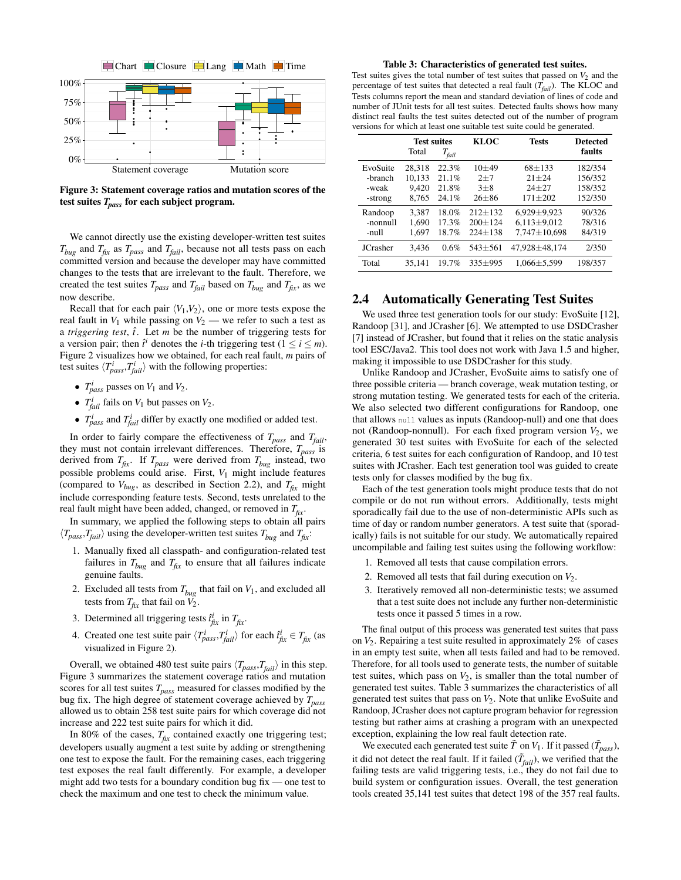Figure 3: Statement coverage ratios and mutation scores of the test suites $T_{pass}$ for each subject program.

We cannot directly use the existing developer-written test suites $T_{bug}$ and $T_{fix}$ as $T_{pass}$ and $T_{fail}$, because not all tests pass on each committed version and because the developer may have committed changes to the tests that are irrelevant to the fault. Therefore, we created the test suites $T_{pass}$ and $T_{fail}$ based on $T_{bug}$ and $T_{fix}$, as we now describe.

Recall that for each pair $\langle V_1, V_2 \rangle$, one or more tests expose the real fault in $V_1$ while passing on $V_2$ — we refer to such a test as a *triggering test*, $\hat{t}$. Let $m$ be the number of triggering tests for a version pair; then $\hat{t}^i$ denotes the $i$-th triggering test ($1 \leq i \leq m$). Figure 2 visualizes how we obtained, for each real fault, $m$ pairs of test suites $\langle T^i_{pass}, T^i_{fail} \rangle$ with the following properties:

- $T^i_{pass}$ passes on $V_1$ and $V_2$.
- $T^i_{fail}$ fails on $V_1$ but passes on $V_2$.
- $T^i_{pass}$ and $T^i_{fail}$ differ by exactly one modified or added test.

In order to fairly compare the effectiveness of $T_{pass}$ and $T_{fail}$, they must not contain irrelevant differences. Therefore, $T_{pass}$ is derived from $T_{fix}$. If $T_{pass}$ were derived from $T_{bug}$ instead, two possible problems could arise. First, $V_1$ might include features (compared to $V_{bug}$, as described in Section 2.2), and $T_{fix}$ might include corresponding feature tests. Second, tests unrelated to the real fault might have been added, changed, or removed in $T_{fix}$.

In summary, we applied the following steps to obtain all pairs $\langle T_{pass}, T_{fail} \rangle$ using the developer-written test suites $T_{bug}$ and $T_{fix}$:

1. Manually fixed all classpath- and configuration-related test failures in $T_{bug}$ and $T_{fix}$ to ensure that all failures indicate genuine faults.
2. Excluded all tests from $T_{bug}$ that fail on $V_1$, and excluded all tests from $T_{fix}$ that fail on $V_2$.
3. Determined all triggering tests $\hat{t}^i_{fix}$ in $T_{fix}$.
4. Created one test suite pair $\langle T^i_{pass}, T^i_{fail} \rangle$ for each $\hat{t}^i_{fix} \in T_{fix}$ (as visualized in Figure 2).

Overall, we obtained 480 test suite pairs $\langle T_{pass}, T_{fail} \rangle$ in this step. Figure 3 summarizes the statement coverage ratios and mutation scores for all test suites $T_{pass}$ measured for classes modified by the bug fix. The high degree of statement coverage achieved by $T_{pass}$ allowed us to obtain 258 test suite pairs for which coverage did not increase and 222 test suite pairs for which it did.

In 80% of the cases, $T_{fix}$ contained exactly one triggering test; developers usually augment a test suite by adding or strengthening one test to expose the fault. For the remaining cases, each triggering test exposes the real fault differently. For example, a developer might add two tests for a boundary condition bug fix — one test to check the maximum and one test to check the minimum value.

**Table 3: Characteristics of generated test suites.**
Test suites gives the total number of test suites that passed on $V_2$ and the percentage of test suites that detected a real fault ($T_{fail}$). The KLOC and Tests columns report the mean and standard deviation of lines of code and number of JUnit tests for all test suites. Detected faults shows how many distinct real faults the test suites detected out of the number of program versions for which at least one suitable test suite could be generated.

| | Test suites | | KLOC | Tests | Detected faults |
|---|---|---|---|---|---|
| | Total | $T_{fail}$ | | | |
| EvoSuite | 28,318 | 22.3% | 10±49 | 68±133 | 182/354 |
| -branch | 10,133 | 21.1% | 2±7 | 21±24 | 156/352 |
| -weak | 9,420 | 21.8% | 3±8 | 24±27 | 158/352 |
| -strong | 8,765 | 24.1% | 26±86 | 171±202 | 152/350 |
| Randoop | 3,387 | 18.0% | 212±132 | 6,929±9,923 | 90/326 |
| -nonnull | 1,690 | 17.3% | 200±124 | 6,113±9,012 | 78/316 |
| -null | 1,697 | 18.7% | 224±138 | 7,747±10,698 | 84/319 |
| JCrasher | 3,436 | 0.6% | 543±561 | 47,928±48,174 | 2/350 |
| Total | 35,141 | 19.7% | 335±995 | 1,066±5,599 | 198/357 |

## 2.4 Automatically Generating Test Suites

We used three test generation tools for our study: EvoSuite [12], Randoop [31], and JCrasher [6]. We attempted to use DSDCrasher [7] instead of JCrasher, but found that it relies on the static analysis tool ESC/Java2. This tool does not work with Java 1.5 and higher, making it impossible to use DSDCrasher for this study.

Unlike Randoop and JCrasher, EvoSuite aims to satisfy one of three possible criteria — branch coverage, weak mutation testing, or strong mutation testing. We generated tests for each of the criteria. We also selected two different configurations for Randoop, one that allows `null` values as inputs (Randoop-null) and one that does not (Randoop-nonnull). For each fixed program version $V_2$, we generated 30 test suites with EvoSuite for each of the selected criteria, 6 test suites for each configuration of Randoop, and 10 test suites with JCrasher. Each test generation tool was guided to create tests only for classes modified by the bug fix.

Each of the test generation tools might produce tests that do not compile or do not run without errors. Additionally, tests might sporadically fail due to the use of non-deterministic APIs such as time of day or random number generators. A test suite that (sporadically) fails is not suitable for our study. We automatically repaired uncompilable and failing test suites using the following workflow:

1. Removed all tests that cause compilation errors.
2. Removed all tests that fail during execution on $V_2$.
3. Iteratively removed all non-deterministic tests; we assumed that a test suite does not include any further non-deterministic tests once it passed 5 times in a row.

The final output of this process was generated test suites that pass on $V_2$. Repairing a test suite resulted in approximately 2% of cases in an empty test suite, when all tests failed and had to be removed. Therefore, for all tools used to generate tests, the number of suitable test suites, which pass on $V_2$, is smaller than the total number of generated test suites. Table 3 summarizes the characteristics of all generated test suites that pass on $V_2$. Note that unlike EvoSuite and Randoop, JCrasher does not capture program behavior for regression testing but rather aims at crashing a program with an unexpected exception, explaining the low real fault detection rate.

We executed each generated test suite $\tilde{T}$ on $V_1$. If it passed ($\tilde{T}_{pass}$), it did not detect the real fault. If it failed ($\tilde{T}_{fail}$), we verified that the failing tests are valid triggering tests, i.e., they do not fail due to build system or configuration issues. Overall, the test generation tools created 35,141 test suites that detect 198 of the 357 real faults.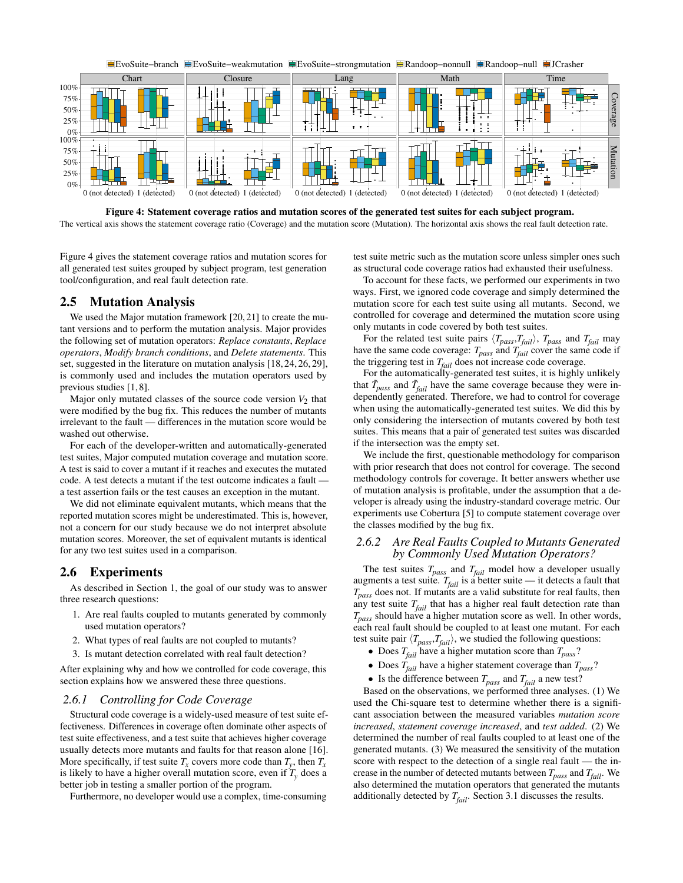**Figure 4: Statement coverage ratios and mutation scores of the generated test suites for each subject program.**
The vertical axis shows the statement coverage ratio (Coverage) and the mutation score (Mutation). The horizontal axis shows the real fault detection rate.

Figure 4 gives the statement coverage ratios and mutation scores for all generated test suites grouped by subject program, test generation tool/configuration, and real fault detection rate.

## 2.5 Mutation Analysis

We used the Major mutation framework [20, 21] to create the mutant versions and to perform the mutation analysis. Major provides the following set of mutation operators: *Replace constants*, *Replace operators*, *Modify branch conditions*, and *Delete statements*. This set, suggested in the literature on mutation analysis [18, 24, 26, 29], is commonly used and includes the mutation operators used by previous studies [1, 8].

Major only mutated classes of the source code version $V_2$ that were modified by the bug fix. This reduces the number of mutants irrelevant to the fault — differences in the mutation score would be washed out otherwise.

For each of the developer-written and automatically-generated test suites, Major computed mutation coverage and mutation score. A test is said to cover a mutant if it reaches and executes the mutated code. A test detects a mutant if the test outcome indicates a fault — a test assertion fails or the test causes an exception in the mutant.

We did not eliminate equivalent mutants, which means that the reported mutation scores might be underestimated. This is, however, not a concern for our study because we do not interpret absolute mutation scores. Moreover, the set of equivalent mutants is identical for any two test suites used in a comparison.

## 2.6 Experiments

As described in Section 1, the goal of our study was to answer three research questions:

1. Are real faults coupled to mutants generated by commonly used mutation operators?
2. What types of real faults are not coupled to mutants?
3. Is mutant detection correlated with real fault detection?

After explaining why and how we controlled for code coverage, this section explains how we answered these three questions.

### 2.6.1 Controlling for Code Coverage

Structural code coverage is a widely-used measure of test suite effectiveness. Differences in coverage often dominate other aspects of test suite effectiveness, and a test suite that achieves higher coverage usually detects more mutants and faults for that reason alone [16]. More specifically, if test suite $T_x$ covers more code than $T_y$, then $T_x$ is likely to have a higher overall mutation score, even if $T_y$ does a better job in testing a smaller portion of the program.

Furthermore, no developer would use a complex, time-consuming test suite metric such as the mutation score unless simpler ones such as structural code coverage ratios had exhausted their usefulness.

To account for these facts, we performed our experiments in two ways. First, we ignored code coverage and simply determined the mutation score for each test suite using all mutants. Second, we controlled for coverage and determined the mutation score using only mutants in code covered by both test suites.

For the related test suite pairs $\langle T_{pass}, T_{fail} \rangle$, $T_{pass}$ and $T_{fail}$ may have the same code coverage: $T_{pass}$ and $T_{fail}$ cover the same code if the triggering test in $T_{fail}$ does not increase code coverage.

For the automatically-generated test suites, it is highly unlikely that $\tilde{T}_{pass}$ and $\tilde{T}_{fail}$ have the same coverage because they were independently generated. Therefore, we had to control for coverage when using the automatically-generated test suites. We did this by only considering the intersection of mutants covered by both test suites. This means that a pair of generated test suites was discarded if the intersection was the empty set.

We include the first, questionable methodology for comparison with prior research that does not control for coverage. The second methodology controls for coverage. It better answers whether use of mutation analysis is profitable, under the assumption that a developer is already using the industry-standard coverage metric. Our experiments use Cobertura [5] to compute statement coverage over the classes modified by the bug fix.

### 2.6.2 Are Real Faults Coupled to Mutants Generated by Commonly Used Mutation Operators?

The test suites $T_{pass}$ and $T_{fail}$ model how a developer usually augments a test suite. $T_{fail}$ is a better suite — it detects a fault that $T_{pass}$ does not. If mutants are a valid substitute for real faults, then any test suite $T_{fail}$ that has a higher real fault detection rate than $T_{pass}$ should have a higher mutation score as well. In other words, each real fault should be coupled to at least one mutant. For each test suite pair $\langle T_{pass}, T_{fail} \rangle$, we studied the following questions:

- Does $T_{fail}$ have a higher mutation score than $T_{pass}$?
- Does $T_{fail}$ have a higher statement coverage than $T_{pass}$?
- Is the difference between $T_{pass}$ and $T_{fail}$ a new test?

Based on the observations, we performed three analyses. (1) We used the Chi-square test to determine whether there is a significant association between the measured variables *mutation score increased*, *statement coverage increased*, and *test added*. (2) We determined the number of real faults coupled to at least one of the generated mutants. (3) We measured the sensitivity of the mutation score with respect to the detection of a single real fault — the increase in the number of detected mutants between $T_{pass}$ and $T_{fail}$. We also determined the mutation operators that generated the mutants additionally detected by $T_{fail}$. Section 3.1 discusses the results.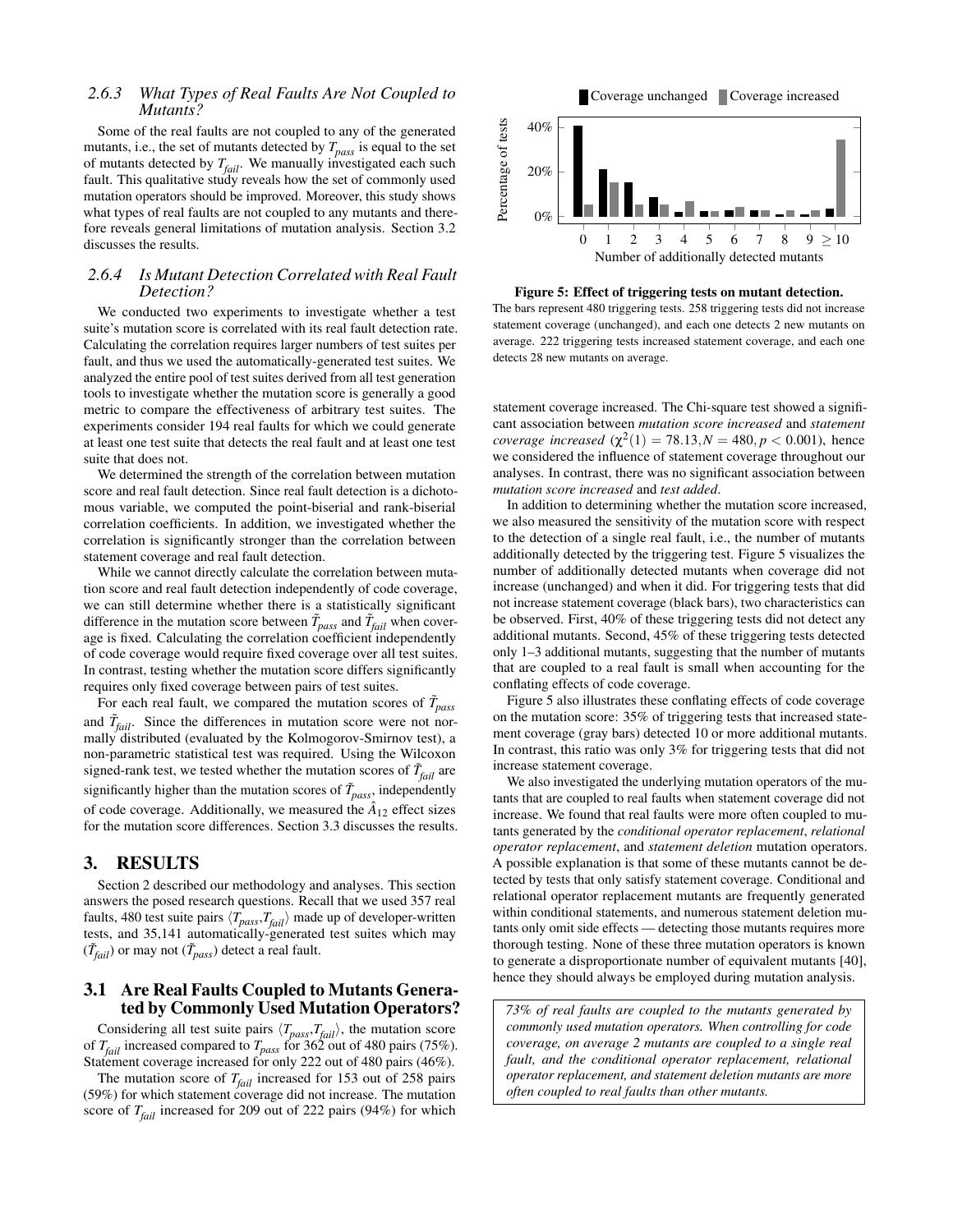### 2.6.3 What Types of Real Faults Are Not Coupled to Mutants?

Some of the real faults are not coupled to any of the generated mutants, i.e., the set of mutants detected by $T_{pass}$ is equal to the set of mutants detected by $T_{fail}$. We manually investigated each such fault. This qualitative study reveals how the set of commonly used mutation operators should be improved. Moreover, this study shows what types of real faults are not coupled to any mutants and therefore reveals general limitations of mutation analysis. Section 3.2 discusses the results.

### 2.6.4 Is Mutant Detection Correlated with Real Fault Detection?

We conducted two experiments to investigate whether a test suite's mutation score is correlated with its real fault detection rate. Calculating the correlation requires larger numbers of test suites per fault, and thus we used the automatically-generated test suites. We analyzed the entire pool of test suites derived from all test generation tools to investigate whether the mutation score is generally a good metric to compare the effectiveness of arbitrary test suites. The experiments consider 194 real faults for which we could generate at least one test suite that detects the real fault and at least one test suite that does not.

We determined the strength of the correlation between mutation score and real fault detection. Since real fault detection is a dichotomous variable, we computed the point-biserial and rank-biserial correlation coefficients. In addition, we investigated whether the correlation is significantly stronger than the correlation between statement coverage and real fault detection.

While we cannot directly calculate the correlation between mutation score and real fault detection independently of code coverage, we can still determine whether there is a statistically significant difference in the mutation score between $\tilde{T}_{pass}$ and $\tilde{T}_{fail}$ when coverage is fixed. Calculating the correlation coefficient independently of code coverage would require fixed coverage over all test suites. In contrast, testing whether the mutation score differs significantly requires only fixed coverage between pairs of test suites.

For each real fault, we compared the mutation scores of $\tilde{T}_{pass}$ and $\tilde{T}_{fail}$. Since the differences in mutation score were not normally distributed (evaluated by the Kolmogorov-Smirnov test), a non-parametric statistical test was required. Using the Wilcoxon signed-rank test, we tested whether the mutation scores of $\tilde{T}_{fail}$ are significantly higher than the mutation scores of $\tilde{T}_{pass}$, independently of code coverage. Additionally, we measured the $\hat{A}_{12}$ effect sizes for the mutation score differences. Section 3.3 discusses the results.

## 3. RESULTS

Section 2 described our methodology and analyses. This section answers the posed research questions. Recall that we used 357 real faults, 480 test suite pairs $\langle T_{pass}, T_{fail} \rangle$ made up of developer-written tests, and 35,141 automatically-generated test suites which may ($\tilde{T}_{fail}$) or may not ($\tilde{T}_{pass}$) detect a real fault.

## 3.1 Are Real Faults Coupled to Mutants Generated by Commonly Used Mutation Operators?

Considering all test suite pairs $\langle T_{pass}, T_{fail} \rangle$, the mutation score of $T_{fail}$ increased compared to $T_{pass}$ for 362 out of 480 pairs (75%). Statement coverage increased for only 222 out of 480 pairs (46%).

The mutation score of $T_{fail}$ increased for 153 out of 258 pairs (59%) for which statement coverage did not increase. The mutation score of $T_{fail}$ increased for 209 out of 222 pairs (94%) for which

**Figure 5: Effect of triggering tests on mutant detection.**
The bars represent 480 triggering tests. 258 triggering tests did not increase statement coverage (unchanged), and each one detects 2 new mutants on average. 222 triggering tests increased statement coverage, and each one detects 28 new mutants on average.

statement coverage increased. The Chi-square test showed a significant association between *mutation score increased* and *statement coverage increased* ($\chi^2(1) = 78.13, N = 480, p < 0.001$), hence we considered the influence of statement coverage throughout our analyses. In contrast, there was no significant association between *mutation score increased* and *test added*.

In addition to determining whether the mutation score increased, we also measured the sensitivity of the mutation score with respect to the detection of a single real fault, i.e., the number of mutants additionally detected by the triggering test. Figure 5 visualizes the number of additionally detected mutants when coverage did not increase (unchanged) and when it did. For triggering tests that did not increase statement coverage (black bars), two characteristics can be observed. First, 40% of these triggering tests did not detect any additional mutants. Second, 45% of these triggering tests detected only 1–3 additional mutants, suggesting that the number of mutants that are coupled to a real fault is small when accounting for the conflating effects of code coverage.

Figure 5 also illustrates these conflating effects of code coverage on the mutation score: 35% of triggering tests that increased statement coverage (gray bars) detected 10 or more additional mutants. In contrast, this ratio was only 3% for triggering tests that did not increase statement coverage.

We also investigated the underlying mutation operators of the mutants that are coupled to real faults when statement coverage did not increase. We found that real faults were more often coupled to mutants generated by the *conditional operator replacement*, *relational operator replacement*, and *statement deletion* mutation operators. A possible explanation is that some of these mutants cannot be detected by tests that only satisfy statement coverage. Conditional and relational operator replacement mutants are frequently generated within conditional statements, and numerous statement deletion mutants only omit side effects — detecting those mutants requires more thorough testing. None of these three mutation operators is known to generate a disproportionate number of equivalent mutants [40], hence they should always be employed during mutation analysis.

> *73% of real faults are coupled to the mutants generated by commonly used mutation operators. When controlling for code coverage, on average 2 mutants are coupled to a single real fault, and the conditional operator replacement, relational operator replacement, and statement deletion mutants are more often coupled to real faults than other mutants.*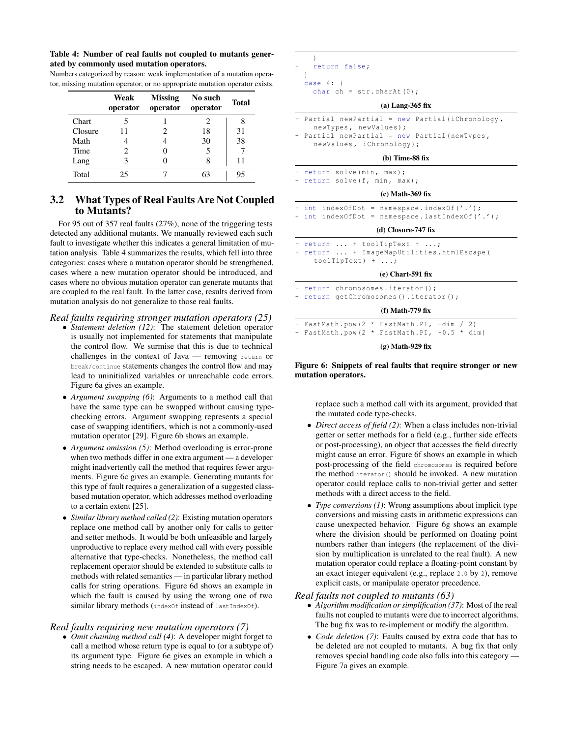**Table 4: Number of real faults not coupled to mutants generated by commonly used mutation operators.**

Numbers categorized by reason: weak implementation of a mutation operator, missing mutation operator, or no appropriate mutation operator exists.

| | Weak operator | Missing operator | No such operator | Total |
|---|---|---|---|---|
| Chart | 5 | 1 | 2 | 8 |
| Closure | 11 | 2 | 18 | 31 |
| Math | 4 | 4 | 30 | 38 |
| Time | 2 | 0 | 5 | 7 |
| Lang | 3 | 0 | 8 | 11 |
| Total | 25 | 7 | 63 | 95 |

## 3.2 What Types of Real Faults Are Not Coupled to Mutants?

For 95 out of 357 real faults (27%), none of the triggering tests detected any additional mutants. We manually reviewed each such fault to investigate whether this indicates a general limitation of mutation analysis. Table 4 summarizes the results, which fell into three categories: cases where a mutation operator should be strengthened, cases where a new mutation operator should be introduced, and cases where no obvious mutation operator can generate mutants that are coupled to the real fault. In the latter case, results derived from mutation analysis do not generalize to those real faults.

*Real faults requiring stronger mutation operators (25)*

- *Statement deletion (12)*: The statement deletion operator is usually not implemented for statements that manipulate the control flow. We surmise that this is due to technical challenges in the context of Java — removing `return` or `break`/`continue` statements changes the control flow and may lead to uninitialized variables or unreachable code errors. Figure 6a gives an example.
- *Argument swapping (6)*: Arguments to a method call that have the same type can be swapped without causing type-checking errors. Argument swapping represents a special case of swapping identifiers, which is not a commonly-used mutation operator [29]. Figure 6b shows an example.
- *Argument omission (5)*: Method overloading is error-prone when two methods differ in one extra argument — a developer might inadvertently call the method that requires fewer arguments. Figure 6c gives an example. Generating mutants for this type of fault requires a generalization of a suggested class-based mutation operator, which addresses method overloading to a certain extent [25].
- *Similar library method called (2)*: Existing mutation operators replace one method call by another only for calls to getter and setter methods. It would be both unfeasible and largely unproductive to replace every method call with every possible alternative that type-checks. Nonetheless, the method call replacement operator should be extended to substitute calls to methods with related semantics — in particular library method calls for string operations. Figure 6d shows an example in which the fault is caused by using the wrong one of two similar library methods (`indexOf` instead of `lastIndexOf`).

*Real faults requiring new mutation operators (7)*

- *Omit chaining method call (4)*: A developer might forget to call a method whose return type is equal to (or a subtype of) its argument type. Figure 6e gives an example in which a string needs to be escaped. A new mutation operator could replace such a method call with its argument, provided that the mutated code type-checks.
- *Direct access of field (2)*: When a class includes non-trivial getter or setter methods for a field (e.g., further side effects or post-processing), an object that accesses the field directly might cause an error. Figure 6f shows an example in which post-processing of the field `chromosomes` is required before the method `iterator()` should be invoked. A new mutation operator could replace calls to non-trivial getter and setter methods with a direct access to the field.
- *Type conversions (1)*: Wrong assumptions about implicit type conversions and missing casts in arithmetic expressions can cause unexpected behavior. Figure 6g shows an example where the division should be performed on floating point numbers rather than integers (the replacement of the division by multiplication is unrelated to the real fault). A new mutation operator could replace a floating-point constant by an exact integer equivalent (e.g., replace `2.0` by `2`), remove explicit casts, or manipulate operator precedence.

*Real faults not coupled to mutants (63)*

- *Algorithm modification or simplification (37)*: Most of the real faults not coupled to mutants were due to incorrect algorithms. The bug fix was to re-implement or modify the algorithm.
- *Code deletion (7)*: Faults caused by extra code that has to be deleted are not coupled to mutants. A bug fix that only removes special handling code also falls into this category — Figure 7a gives an example.

```
    }
+   return false;
  }
  case 4: {
    char ch = str.charAt(0);
```

**(a) Lang-365 fix**

```
- Partial newPartial = new Partial(iChronology,
    newTypes, newValues);
+ Partial newPartial = new Partial(newTypes,
    newValues, iChronology);
```

**(b) Time-88 fix**

```
- return solve(min, max);
+ return solve(f, min, max);
```

**(c) Math-369 fix**

```
- int indexOfDot = namespace.indexOf('.');
+ int indexOfDot = namespace.lastIndexOf('.');
```

**(d) Closure-747 fix**

```
- return ... + toolTipText + ...;
+ return ... + ImageMapUtilities.htmlEscape(
    toolTipText) + ...;
```

**(e) Chart-591 fix**

```
- return chromosomes.iterator();
+ return getChromosomes().iterator();
```

**(f) Math-779 fix**

```
- FastMath.pow(2 * FastMath.PI, -dim / 2)
+ FastMath.pow(2 * FastMath.PI, -0.5 * dim)
```

**(g) Math-929 fix**

**Figure 6: Snippets of real faults that require stronger or new mutation operators.**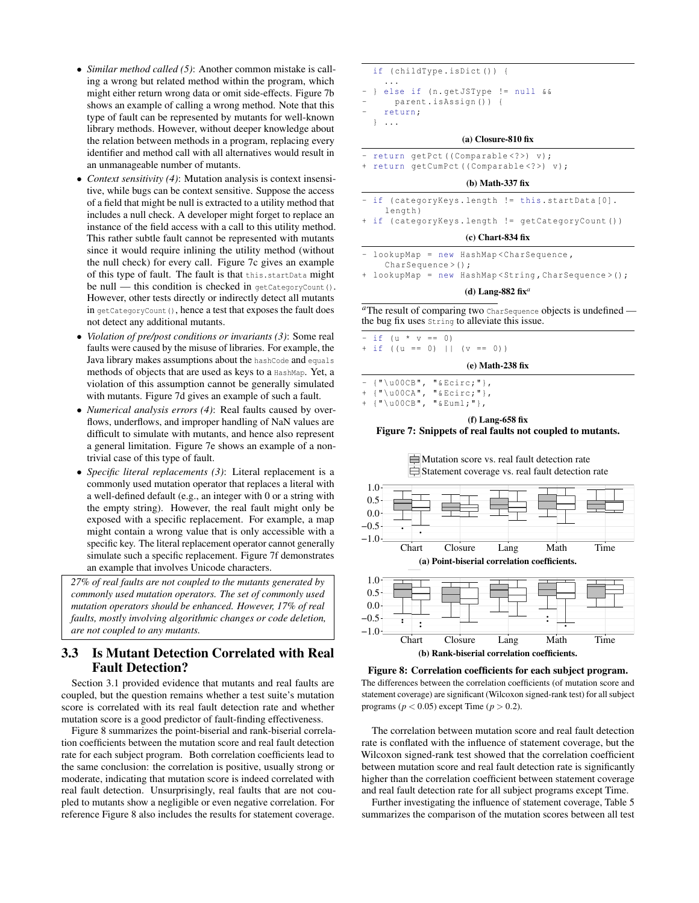- *Similar method called (5)*: Another common mistake is calling a wrong but related method within the program, which might either return wrong data or omit side-effects. Figure 7b shows an example of calling a wrong method. Note that this type of fault can be represented by mutants for well-known library methods. However, without deeper knowledge about the relation between methods in a program, replacing every identifier and method call with all alternatives would result in an unmanageable number of mutants.
- *Context sensitivity (4)*: Mutation analysis is context insensitive, while bugs can be context sensitive. Suppose the access of a field that might be null is extracted to a utility method that includes a null check. A developer might forget to replace an instance of the field access with a call to this utility method. This rather subtle fault cannot be represented with mutants since it would require inlining the utility method (without the null check) for every call. Figure 7c gives an example of this type of fault. The fault is that `this.startData` might be null — this condition is checked in `getCategoryCount()`. However, other tests directly or indirectly detect all mutants in `getCategoryCount()`, hence a test that exposes the fault does not detect any additional mutants.
- *Violation of pre/post conditions or invariants (3)*: Some real faults were caused by the misuse of libraries. For example, the Java library makes assumptions about the `hashCode` and `equals` methods of objects that are used as keys to a `HashMap`. Yet, a violation of this assumption cannot be generally simulated with mutants. Figure 7d gives an example of such a fault.
- *Numerical analysis errors (4)*: Real faults caused by overflows, underflows, and improper handling of NaN values are difficult to simulate with mutants, and hence also represent a general limitation. Figure 7e shows an example of a non-trivial case of this type of fault.
- *Specific literal replacements (3)*: Literal replacement is a commonly used mutation operator that replaces a literal with a well-defined default (e.g., an integer with 0 or a string with the empty string). However, the real fault might only be exposed with a specific replacement. For example, a map might contain a wrong value that is only accessible with a specific key. The literal replacement operator cannot generally simulate such a specific replacement. Figure 7f demonstrates an example that involves Unicode characters.

*27% of real faults are not coupled to the mutants generated by commonly used mutation operators. The set of commonly used mutation operators should be enhanced. However, 17% of real faults, mostly involving algorithmic changes or code deletion, are not coupled to any mutants.*

```
  if (childType.isDict()) {
    ...
- } else if (n.getJSType != null &&
-     parent.isAssign()) {
-   return;
  } ...
```

**(a) Closure-810 fix**

```
- return getPct((Comparable<?>) v);
+ return getCumPct((Comparable<?>) v);
```

**(b) Math-337 fix**

```
- if (categoryKeys.length != this.startData[0].
    length)
+ if (categoryKeys.length != getCategoryCount())
```

**(c) Chart-834 fix**

```
- lookupMap = new HashMap<CharSequence,
    CharSequence>();
+ lookupMap = new HashMap<String,CharSequence>();
```

**(d) Lang-882 fix[a]**

[a]The result of comparing two `CharSequence` objects is undefined — the bug fix uses `String` to alleviate this issue.

```
- if (u * v == 0)
+ if ((u == 0) || (v == 0))
```

**(e) Math-238 fix**

```
- {"\u00CB", "&Ecirc;"},
+ {"\u00CA", "&Ecirc;"},
+ {"\u00CB", "&Euml;"},
```

**(f) Lang-658 fix**

**Figure 7: Snippets of real faults not coupled to mutants.**

**(a) Point-biserial correlation coefficients.**

**(b) Rank-biserial correlation coefficients.**

**Figure 8: Correlation coefficients for each subject program.** The differences between the correlation coefficients (of mutation score and statement coverage) are significant (Wilcoxon signed-rank test) for all subject programs ($p < 0.05$) except Time ($p > 0.2$).

## 3.3 Is Mutant Detection Correlated with Real Fault Detection?

Section 3.1 provided evidence that mutants and real faults are coupled, but the question remains whether a test suite's mutation score is correlated with its real fault detection rate and whether mutation score is a good predictor of fault-finding effectiveness.

Figure 8 summarizes the point-biserial and rank-biserial correlation coefficients between the mutation score and real fault detection rate for each subject program. Both correlation coefficients lead to the same conclusion: the correlation is positive, usually strong or moderate, indicating that mutation score is indeed correlated with real fault detection. Unsurprisingly, real faults that are not coupled to mutants show a negligible or even negative correlation. For reference Figure 8 also includes the results for statement coverage.

The correlation between mutation score and real fault detection rate is conflated with the influence of statement coverage, but the Wilcoxon signed-rank test showed that the correlation coefficient between mutation score and real fault detection rate is significantly higher than the correlation coefficient between statement coverage and real fault detection rate for all subject programs except Time.

Further investigating the influence of statement coverage, Table 5 summarizes the comparison of the mutation scores between all test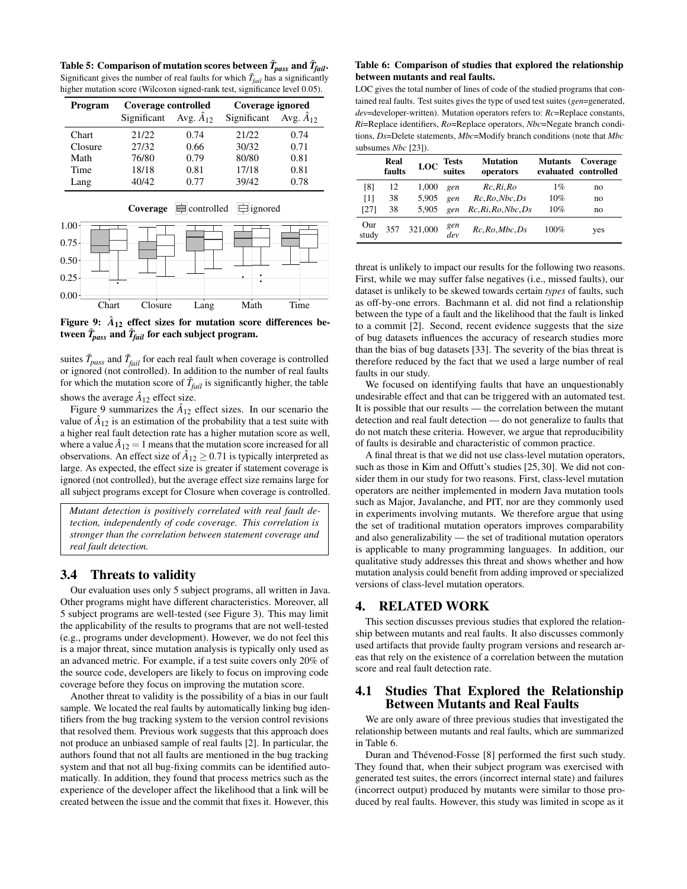**Table 5: Comparison of mutation scores between $\tilde{T}_{pass}$ and $\tilde{T}_{fail}$.** Significant gives the number of real faults for which $\tilde{T}_{fail}$ has a significantly higher mutation score (Wilcoxon signed-rank test, significance level 0.05).

| Program | Coverage controlled | | Coverage ignored | |
|---|---|---|---|---|
| | Significant | Avg. $\hat{A}_{12}$ | Significant | Avg. $\hat{A}_{12}$ |
| Chart | 21/22 | 0.74 | 21/22 | 0.74 |
| Closure | 27/32 | 0.66 | 30/32 | 0.71 |
| Math | 76/80 | 0.79 | 80/80 | 0.81 |
| Time | 18/18 | 0.81 | 17/18 | 0.81 |
| Lang | 40/42 | 0.77 | 39/42 | 0.78 |

**Figure 9: $\hat{A}_{12}$ effect sizes for mutation score differences between $\tilde{T}_{pass}$ and $\tilde{T}_{fail}$ for each subject program.**

suites $\tilde{T}_{pass}$ and $\tilde{T}_{fail}$ for each real fault when coverage is controlled or ignored (not controlled). In addition to the number of real faults for which the mutation score of $\tilde{T}_{fail}$ is significantly higher, the table shows the average $\hat{A}_{12}$ effect size.

Figure 9 summarizes the $\hat{A}_{12}$ effect sizes. In our scenario the value of $\hat{A}_{12}$ is an estimation of the probability that a test suite with a higher real fault detection rate has a higher mutation score as well, where a value $\hat{A}_{12} = 1$ means that the mutation score increased for all observations. An effect size of $\hat{A}_{12} \geq 0.71$ is typically interpreted as large. As expected, the effect size is greater if statement coverage is ignored (not controlled), but the average effect size remains large for all subject programs except for Closure when coverage is controlled.

*Mutant detection is positively correlated with real fault detection, independently of code coverage. This correlation is stronger than the correlation between statement coverage and real fault detection.*

## 3.4 Threats to validity

Our evaluation uses only 5 subject programs, all written in Java. Other programs might have different characteristics. Moreover, all 5 subject programs are well-tested (see Figure 3). This may limit the applicability of the results to programs that are not well-tested (e.g., programs under development). However, we do not feel this is a major threat, since mutation analysis is typically only used as an advanced metric. For example, if a test suite covers only 20% of the source code, developers are likely to focus on improving code coverage before they focus on improving the mutation score.

Another threat to validity is the possibility of a bias in our fault sample. We located the real faults by automatically linking bug identifiers from the bug tracking system to the version control revisions that resolved them. Previous work suggests that this approach does not produce an unbiased sample of real faults [2]. In particular, the authors found that not all faults are mentioned in the bug tracking system and that not all bug-fixing commits can be identified automatically. In addition, they found that process metrics such as the experience of the developer affect the likelihood that a link will be created between the issue and the commit that fixes it. However, this threat is unlikely to impact our results for the following two reasons. First, while we may suffer false negatives (i.e., missed faults), our dataset is unlikely to be skewed towards certain *types* of faults, such as off-by-one errors. Bachmann et al. did not find a relationship between the type of a fault and the likelihood that the fault is linked to a commit [2]. Second, recent evidence suggests that the size of bug datasets influences the accuracy of research studies more than the bias of bug datasets [33]. The severity of the bias threat is therefore reduced by the fact that we used a large number of real faults in our study.

We focused on identifying faults that have an unquestionably undesirable effect and that can be triggered with an automated test. It is possible that our results — the correlation between the mutant detection and real fault detection — do not generalize to faults that do not match these criteria. However, we argue that reproducibility of faults is desirable and characteristic of common practice.

A final threat is that we did not use class-level mutation operators, such as those in Kim and Offutt's studies [25, 30]. We did not consider them in our study for two reasons. First, class-level mutation operators are neither implemented in modern Java mutation tools such as Major, Javalanche, and PIT, nor are they commonly used in experiments involving mutants. We therefore argue that using the set of traditional mutation operators improves comparability and also generalizability — the set of traditional mutation operators is applicable to many programming languages. In addition, our qualitative study addresses this threat and shows whether and how mutation analysis could benefit from adding improved or specialized versions of class-level mutation operators.

# 4. RELATED WORK

This section discusses previous studies that explored the relationship between mutants and real faults. It also discusses commonly used artifacts that provide faulty program versions and research areas that rely on the existence of a correlation between the mutation score and real fault detection rate.

## 4.1 Studies That Explored the Relationship Between Mutants and Real Faults

We are only aware of three previous studies that investigated the relationship between mutants and real faults, which are summarized in Table 6.

**Table 6: Comparison of studies that explored the relationship between mutants and real faults.**

LOC gives the total number of lines of code of the studied programs that contained real faults. Test suites gives the type of used test suites (*gen*=generated, *dev*=developer-written). Mutation operators refers to: *Rc*=Replace constants, *Ri*=Replace identifiers, *Ro*=Replace operators, *Nbc*=Negate branch conditions, *Ds*=Delete statements, *Mbc*=Modify branch conditions (note that *Mbc* subsumes *Nbc* [23]).

| | Real faults | LOC | Tests suites | Mutation operators | Mutants evaluated | Coverage controlled |
|---|---|---|---|---|---|---|
| [8] | 12 | 1,000 | *gen* | *Rc*,*Ri*,*Ro* | 1% | no |
| [1] | 38 | 5,905 | *gen* | *Rc*,*Ro*,*Nbc*,*Ds* | 10% | no |
| [27] | 38 | 5,905 | *gen* | *Rc*,*Ri*,*Ro*,*Nbc*,*Ds* | 10% | no |
| Our study | 357 | 321,000 | *gen* *dev* | *Rc*,*Ro*,*Mbc*,*Ds* | 100% | yes |

Duran and Thévenod-Fosse [8] performed the first such study. They found that, when their subject program was exercised with generated test suites, the errors (incorrect internal state) and failures (incorrect output) produced by mutants were similar to those produced by real faults. However, this study was limited in scope as it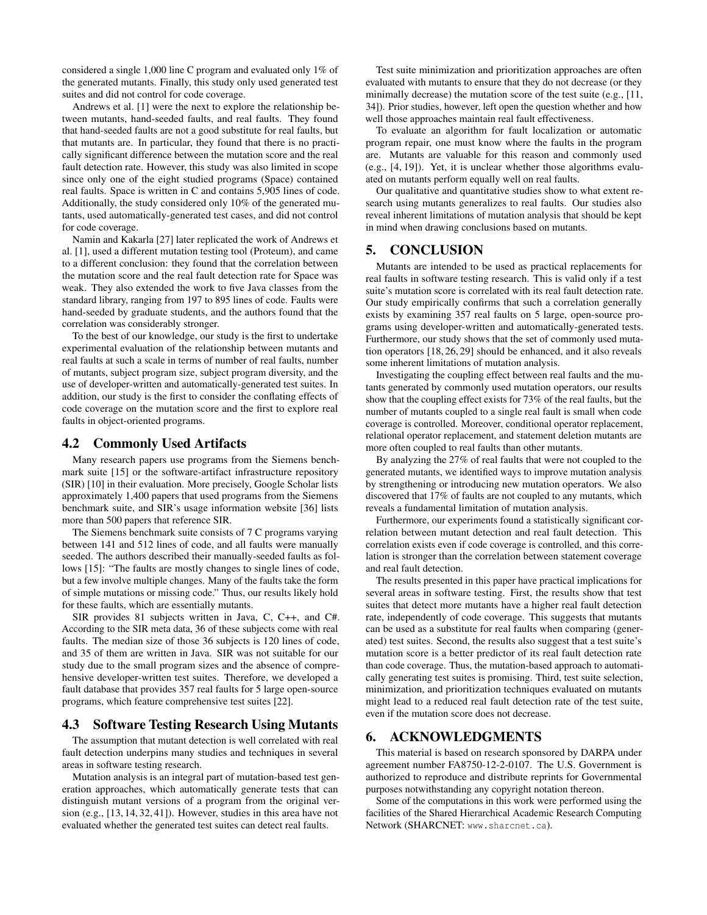considered a single 1,000 line C program and evaluated only 1% of the generated mutants. Finally, this study only used generated test suites and did not control for code coverage.

Andrews et al. [1] were the next to explore the relationship between mutants, hand-seeded faults, and real faults. They found that hand-seeded faults are not a good substitute for real faults, but that mutants are. In particular, they found that there is no practically significant difference between the mutation score and the real fault detection rate. However, this study was also limited in scope since only one of the eight studied programs (Space) contained real faults. Space is written in C and contains 5,905 lines of code. Additionally, the study considered only 10% of the generated mutants, used automatically-generated test cases, and did not control for code coverage.

Namin and Kakarla [27] later replicated the work of Andrews et al. [1], used a different mutation testing tool (Proteum), and came to a different conclusion: they found that the correlation between the mutation score and the real fault detection rate for Space was weak. They also extended the work to five Java classes from the standard library, ranging from 197 to 895 lines of code. Faults were hand-seeded by graduate students, and the authors found that the correlation was considerably stronger.

To the best of our knowledge, our study is the first to undertake experimental evaluation of the relationship between mutants and real faults at such a scale in terms of number of real faults, number of mutants, subject program size, subject program diversity, and the use of developer-written and automatically-generated test suites. In addition, our study is the first to consider the conflating effects of code coverage on the mutation score and the first to explore real faults in object-oriented programs.

## 4.2 Commonly Used Artifacts

Many research papers use programs from the Siemens benchmark suite [15] or the software-artifact infrastructure repository (SIR) [10] in their evaluation. More precisely, Google Scholar lists approximately 1,400 papers that used programs from the Siemens benchmark suite, and SIR's usage information website [36] lists more than 500 papers that reference SIR.

The Siemens benchmark suite consists of 7 C programs varying between 141 and 512 lines of code, and all faults were manually seeded. The authors described their manually-seeded faults as follows [15]: "The faults are mostly changes to single lines of code, but a few involve multiple changes. Many of the faults take the form of simple mutations or missing code." Thus, our results likely hold for these faults, which are essentially mutants.

SIR provides 81 subjects written in Java, C, C++, and C#. According to the SIR meta data, 36 of these subjects come with real faults. The median size of those 36 subjects is 120 lines of code, and 35 of them are written in Java. SIR was not suitable for our study due to the small program sizes and the absence of comprehensive developer-written test suites. Therefore, we developed a fault database that provides 357 real faults for 5 large open-source programs, which feature comprehensive test suites [22].

## 4.3 Software Testing Research Using Mutants

The assumption that mutant detection is well correlated with real fault detection underpins many studies and techniques in several areas in software testing research.

Mutation analysis is an integral part of mutation-based test generation approaches, which automatically generate tests that can distinguish mutant versions of a program from the original version (e.g., [13, 14, 32, 41]). However, studies in this area have not evaluated whether the generated test suites can detect real faults.

Test suite minimization and prioritization approaches are often evaluated with mutants to ensure that they do not decrease (or they minimally decrease) the mutation score of the test suite (e.g., [11, 34]). Prior studies, however, left open the question whether and how well those approaches maintain real fault effectiveness.

To evaluate an algorithm for fault localization or automatic program repair, one must know where the faults in the program are. Mutants are valuable for this reason and commonly used (e.g., [4, 19]). Yet, it is unclear whether those algorithms evaluated on mutants perform equally well on real faults.

Our qualitative and quantitative studies show to what extent research using mutants generalizes to real faults. Our studies also reveal inherent limitations of mutation analysis that should be kept in mind when drawing conclusions based on mutants.

# 5. CONCLUSION

Mutants are intended to be used as practical replacements for real faults in software testing research. This is valid only if a test suite's mutation score is correlated with its real fault detection rate. Our study empirically confirms that such a correlation generally exists by examining 357 real faults on 5 large, open-source programs using developer-written and automatically-generated tests. Furthermore, our study shows that the set of commonly used mutation operators [18, 26, 29] should be enhanced, and it also reveals some inherent limitations of mutation analysis.

Investigating the coupling effect between real faults and the mutants generated by commonly used mutation operators, our results show that the coupling effect exists for 73% of the real faults, but the number of mutants coupled to a single real fault is small when code coverage is controlled. Moreover, conditional operator replacement, relational operator replacement, and statement deletion mutants are more often coupled to real faults than other mutants.

By analyzing the 27% of real faults that were not coupled to the generated mutants, we identified ways to improve mutation analysis by strengthening or introducing new mutation operators. We also discovered that 17% of faults are not coupled to any mutants, which reveals a fundamental limitation of mutation analysis.

Furthermore, our experiments found a statistically significant correlation between mutant detection and real fault detection. This correlation exists even if code coverage is controlled, and this correlation is stronger than the correlation between statement coverage and real fault detection.

The results presented in this paper have practical implications for several areas in software testing. First, the results show that test suites that detect more mutants have a higher real fault detection rate, independently of code coverage. This suggests that mutants can be used as a substitute for real faults when comparing (generated) test suites. Second, the results also suggest that a test suite's mutation score is a better predictor of its real fault detection rate than code coverage. Thus, the mutation-based approach to automatically generating test suites is promising. Third, test suite selection, minimization, and prioritization techniques evaluated on mutants might lead to a reduced real fault detection rate of the test suite, even if the mutation score does not decrease.

# 6. ACKNOWLEDGMENTS

This material is based on research sponsored by DARPA under agreement number FA8750-12-2-0107. The U.S. Government is authorized to reproduce and distribute reprints for Governmental purposes notwithstanding any copyright notation thereon.

Some of the computations in this work were performed using the facilities of the Shared Hierarchical Academic Research Computing Network (SHARCNET: www.sharcnet.ca).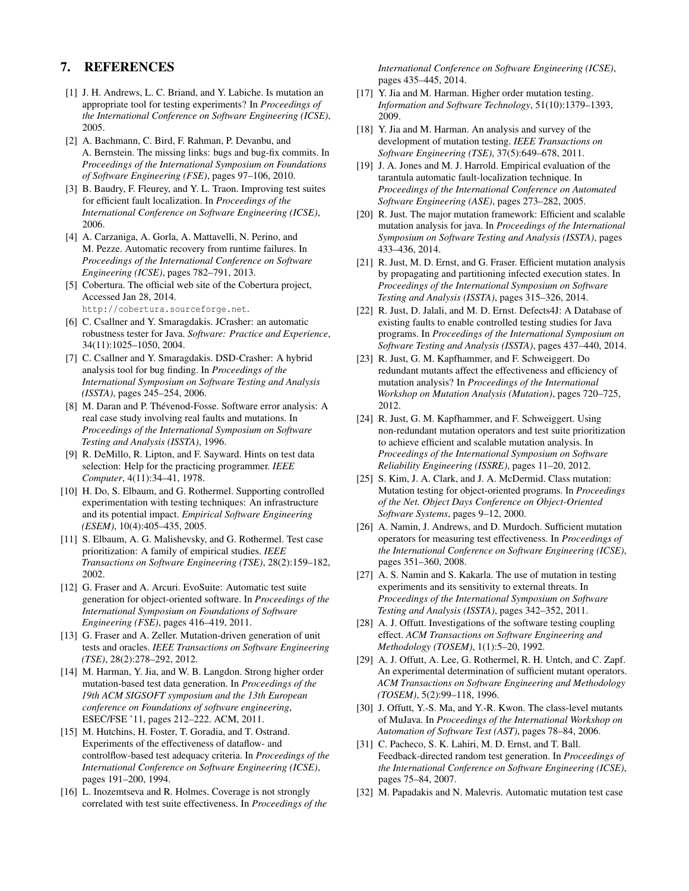## 7. REFERENCES

[1] J. H. Andrews, L. C. Briand, and Y. Labiche. Is mutation an appropriate tool for testing experiments? In *Proceedings of the International Conference on Software Engineering (ICSE)*, 2005.

[2] A. Bachmann, C. Bird, F. Rahman, P. Devanbu, and A. Bernstein. The missing links: bugs and bug-fix commits. In *Proceedings of the International Symposium on Foundations of Software Engineering (FSE)*, pages 97–106, 2010.

[3] B. Baudry, F. Fleurey, and Y. L. Traon. Improving test suites for efficient fault localization. In *Proceedings of the International Conference on Software Engineering (ICSE)*, 2006.

[4] A. Carzaniga, A. Gorla, A. Mattavelli, N. Perino, and M. Pezze. Automatic recovery from runtime failures. In *Proceedings of the International Conference on Software Engineering (ICSE)*, pages 782–791, 2013.

[5] Cobertura. The official web site of the Cobertura project, Accessed Jan 28, 2014. http://cobertura.sourceforge.net.

[6] C. Csallner and Y. Smaragdakis. JCrasher: an automatic robustness tester for Java. *Software: Practice and Experience*, 34(11):1025–1050, 2004.

[7] C. Csallner and Y. Smaragdakis. DSD-Crasher: A hybrid analysis tool for bug finding. In *Proceedings of the International Symposium on Software Testing and Analysis (ISSTA)*, pages 245–254, 2006.

[8] M. Daran and P. Thévenod-Fosse. Software error analysis: A real case study involving real faults and mutations. In *Proceedings of the International Symposium on Software Testing and Analysis (ISSTA)*, 1996.

[9] R. DeMillo, R. Lipton, and F. Sayward. Hints on test data selection: Help for the practicing programmer. *IEEE Computer*, 4(11):34–41, 1978.

[10] H. Do, S. Elbaum, and G. Rothermel. Supporting controlled experimentation with testing techniques: An infrastructure and its potential impact. *Empirical Software Engineering (ESEM)*, 10(4):405–435, 2005.

[11] S. Elbaum, A. G. Malishevsky, and G. Rothermel. Test case prioritization: A family of empirical studies. *IEEE Transactions on Software Engineering (TSE)*, 28(2):159–182, 2002.

[12] G. Fraser and A. Arcuri. EvoSuite: Automatic test suite generation for object-oriented software. In *Proceedings of the International Symposium on Foundations of Software Engineering (FSE)*, pages 416–419, 2011.

[13] G. Fraser and A. Zeller. Mutation-driven generation of unit tests and oracles. *IEEE Transactions on Software Engineering (TSE)*, 28(2):278–292, 2012.

[14] M. Harman, Y. Jia, and W. B. Langdon. Strong higher order mutation-based test data generation. In *Proceedings of the 19th ACM SIGSOFT symposium and the 13th European conference on Foundations of software engineering*, ESEC/FSE '11, pages 212–222. ACM, 2011.

[15] M. Hutchins, H. Foster, T. Goradia, and T. Ostrand. Experiments of the effectiveness of dataflow- and controlflow-based test adequacy criteria. In *Proceedings of the International Conference on Software Engineering (ICSE)*, pages 191–200, 1994.

[16] L. Inozemtseva and R. Holmes. Coverage is not strongly correlated with test suite effectiveness. In *Proceedings of the International Conference on Software Engineering (ICSE)*, pages 435–445, 2014.

[17] Y. Jia and M. Harman. Higher order mutation testing. *Information and Software Technology*, 51(10):1379–1393, 2009.

[18] Y. Jia and M. Harman. An analysis and survey of the development of mutation testing. *IEEE Transactions on Software Engineering (TSE)*, 37(5):649–678, 2011.

[19] J. A. Jones and M. J. Harrold. Empirical evaluation of the tarantula automatic fault-localization technique. In *Proceedings of the International Conference on Automated Software Engineering (ASE)*, pages 273–282, 2005.

[20] R. Just. The major mutation framework: Efficient and scalable mutation analysis for java. In *Proceedings of the International Symposium on Software Testing and Analysis (ISSTA)*, pages 433–436, 2014.

[21] R. Just, M. D. Ernst, and G. Fraser. Efficient mutation analysis by propagating and partitioning infected execution states. In *Proceedings of the International Symposium on Software Testing and Analysis (ISSTA)*, pages 315–326, 2014.

[22] R. Just, D. Jalali, and M. D. Ernst. Defects4J: A Database of existing faults to enable controlled testing studies for Java programs. In *Proceedings of the International Symposium on Software Testing and Analysis (ISSTA)*, pages 437–440, 2014.

[23] R. Just, G. M. Kapfhammer, and F. Schweiggert. Do redundant mutants affect the effectiveness and efficiency of mutation analysis? In *Proceedings of the International Workshop on Mutation Analysis (Mutation)*, pages 720–725, 2012.

[24] R. Just, G. M. Kapfhammer, and F. Schweiggert. Using non-redundant mutation operators and test suite prioritization to achieve efficient and scalable mutation analysis. In *Proceedings of the International Symposium on Software Reliability Engineering (ISSRE)*, pages 11–20, 2012.

[25] S. Kim, J. A. Clark, and J. A. McDermid. Class mutation: Mutation testing for object-oriented programs. In *Proceedings of the Net. Object Days Conference on Object-Oriented Software Systems*, pages 9–12, 2000.

[26] A. Namin, J. Andrews, and D. Murdoch. Sufficient mutation operators for measuring test effectiveness. In *Proceedings of the International Conference on Software Engineering (ICSE)*, pages 351–360, 2008.

[27] A. S. Namin and S. Kakarla. The use of mutation in testing experiments and its sensitivity to external threats. In *Proceedings of the International Symposium on Software Testing and Analysis (ISSTA)*, pages 342–352, 2011.

[28] A. J. Offutt. Investigations of the software testing coupling effect. *ACM Transactions on Software Engineering and Methodology (TOSEM)*, 1(1):5–20, 1992.

[29] A. J. Offutt, A. Lee, G. Rothermel, R. H. Untch, and C. Zapf. An experimental determination of sufficient mutant operators. *ACM Transactions on Software Engineering and Methodology (TOSEM)*, 5(2):99–118, 1996.

[30] J. Offutt, Y.-S. Ma, and Y.-R. Kwon. The class-level mutants of MuJava. In *Proceedings of the International Workshop on Automation of Software Test (AST)*, pages 78–84, 2006.

[31] C. Pacheco, S. K. Lahiri, M. D. Ernst, and T. Ball. Feedback-directed random test generation. In *Proceedings of the International Conference on Software Engineering (ICSE)*, pages 75–84, 2007.

[32] M. Papadakis and N. Malevris. Automatic mutation test case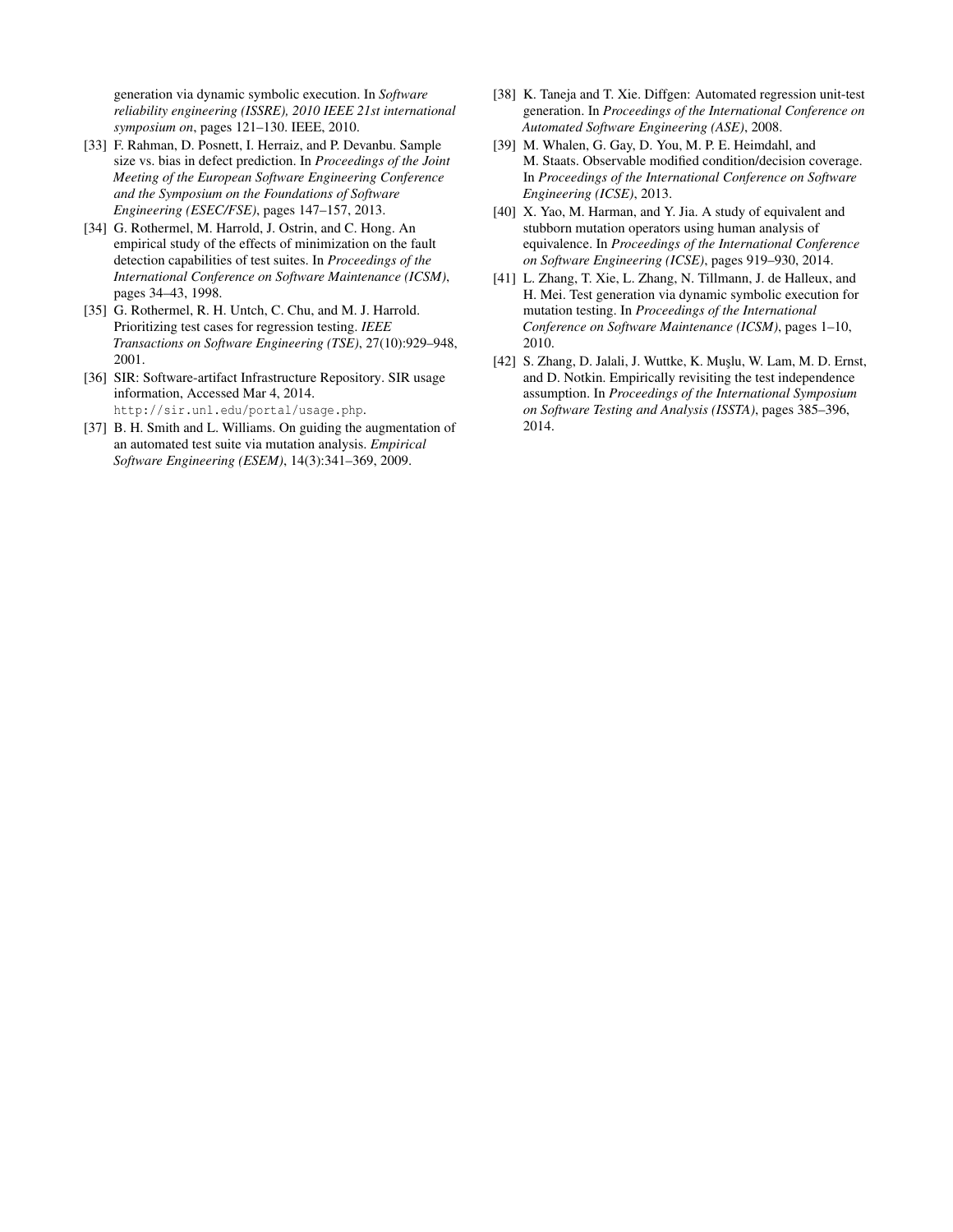generation via dynamic symbolic execution. In *Software reliability engineering (ISSRE), 2010 IEEE 21st international symposium on*, pages 121–130. IEEE, 2010.

[33] F. Rahman, D. Posnett, I. Herraiz, and P. Devanbu. Sample size vs. bias in defect prediction. In *Proceedings of the Joint Meeting of the European Software Engineering Conference and the Symposium on the Foundations of Software Engineering (ESEC/FSE)*, pages 147–157, 2013.

[34] G. Rothermel, M. Harrold, J. Ostrin, and C. Hong. An empirical study of the effects of minimization on the fault detection capabilities of test suites. In *Proceedings of the International Conference on Software Maintenance (ICSM)*, pages 34–43, 1998.

[35] G. Rothermel, R. H. Untch, C. Chu, and M. J. Harrold. Prioritizing test cases for regression testing. *IEEE Transactions on Software Engineering (TSE)*, 27(10):929–948, 2001.

[36] SIR: Software-artifact Infrastructure Repository. SIR usage information, Accessed Mar 4, 2014. http://sir.unl.edu/portal/usage.php.

[37] B. H. Smith and L. Williams. On guiding the augmentation of an automated test suite via mutation analysis. *Empirical Software Engineering (ESEM)*, 14(3):341–369, 2009.

[38] K. Taneja and T. Xie. Diffgen: Automated regression unit-test generation. In *Proceedings of the International Conference on Automated Software Engineering (ASE)*, 2008.

[39] M. Whalen, G. Gay, D. You, M. P. E. Heimdahl, and M. Staats. Observable modified condition/decision coverage. In *Proceedings of the International Conference on Software Engineering (ICSE)*, 2013.

[40] X. Yao, M. Harman, and Y. Jia. A study of equivalent and stubborn mutation operators using human analysis of equivalence. In *Proceedings of the International Conference on Software Engineering (ICSE)*, pages 919–930, 2014.

[41] L. Zhang, T. Xie, L. Zhang, N. Tillmann, J. de Halleux, and H. Mei. Test generation via dynamic symbolic execution for mutation testing. In *Proceedings of the International Conference on Software Maintenance (ICSM)*, pages 1–10, 2010.

[42] S. Zhang, D. Jalali, J. Wuttke, K. Muşlu, W. Lam, M. D. Ernst, and D. Notkin. Empirically revisiting the test independence assumption. In *Proceedings of the International Symposium on Software Testing and Analysis (ISSTA)*, pages 385–396, 2014.